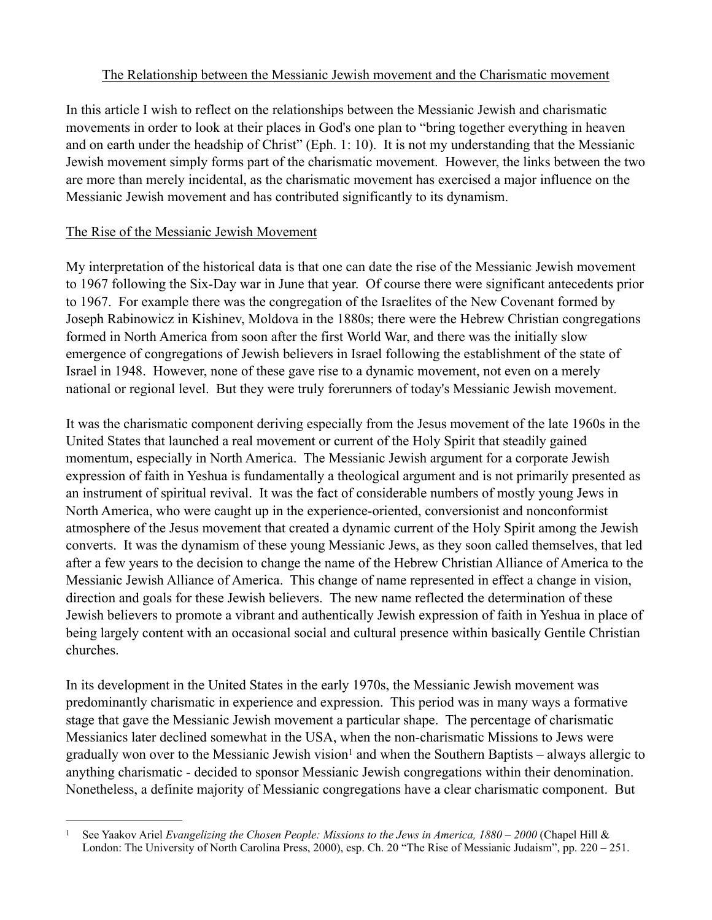## The Relationship between the Messianic Jewish movement and the Charismatic movement

In this article I wish to reflect on the relationships between the Messianic Jewish and charismatic movements in order to look at their places in God's one plan to "bring together everything in heaven and on earth under the headship of Christ" (Eph. 1: 10). It is not my understanding that the Messianic Jewish movement simply forms part of the charismatic movement. However, the links between the two are more than merely incidental, as the charismatic movement has exercised a major influence on the Messianic Jewish movement and has contributed significantly to its dynamism.

### The Rise of the Messianic Jewish Movement

My interpretation of the historical data is that one can date the rise of the Messianic Jewish movement to 1967 following the Six-Day war in June that year. Of course there were significant antecedents prior to 1967. For example there was the congregation of the Israelites of the New Covenant formed by Joseph Rabinowicz in Kishinev, Moldova in the 1880s; there were the Hebrew Christian congregations formed in North America from soon after the first World War, and there was the initially slow emergence of congregations of Jewish believers in Israel following the establishment of the state of Israel in 1948. However, none of these gave rise to a dynamic movement, not even on a merely national or regional level. But they were truly forerunners of today's Messianic Jewish movement.

It was the charismatic component deriving especially from the Jesus movement of the late 1960s in the United States that launched a real movement or current of the Holy Spirit that steadily gained momentum, especially in North America. The Messianic Jewish argument for a corporate Jewish expression of faith in Yeshua is fundamentally a theological argument and is not primarily presented as an instrument of spiritual revival. It was the fact of considerable numbers of mostly young Jews in North America, who were caught up in the experience-oriented, conversionist and nonconformist atmosphere of the Jesus movement that created a dynamic current of the Holy Spirit among the Jewish converts. It was the dynamism of these young Messianic Jews, as they soon called themselves, that led after a few years to the decision to change the name of the Hebrew Christian Alliance of America to the Messianic Jewish Alliance of America. This change of name represented in effect a change in vision, direction and goals for these Jewish believers. The new name reflected the determination of these Jewish believers to promote a vibrant and authentically Jewish expression of faith in Yeshua in place of being largely content with an occasional social and cultural presence within basically Gentile Christian churches.

In its development in the United States in the early 1970s, the Messianic Jewish movement was predominantly charismatic in experience and expression. This period was in many ways a formative stage that gave the Messianic Jewish movement a particular shape. The percentage of charismatic Messianics later declined somewhat in the USA, when the non-charismatic Missions to Jews were gradually won over to the Messianic Jewish vision[1] and when the Southern Baptists – always allergic to anything charismatic - decided to sponsor Messianic Jewish congregations within their denomination. Nonetheless, a definite majority of Messianic congregations have a clear charismatic component. But

[1] See Yaakov Ariel *Evangelizing the Chosen People: Missions to the Jews in America, 1880 – 2000* (Chapel Hill & London: The University of North Carolina Press, 2000), esp. Ch. 20 "The Rise of Messianic Judaism", pp. 220 – 251.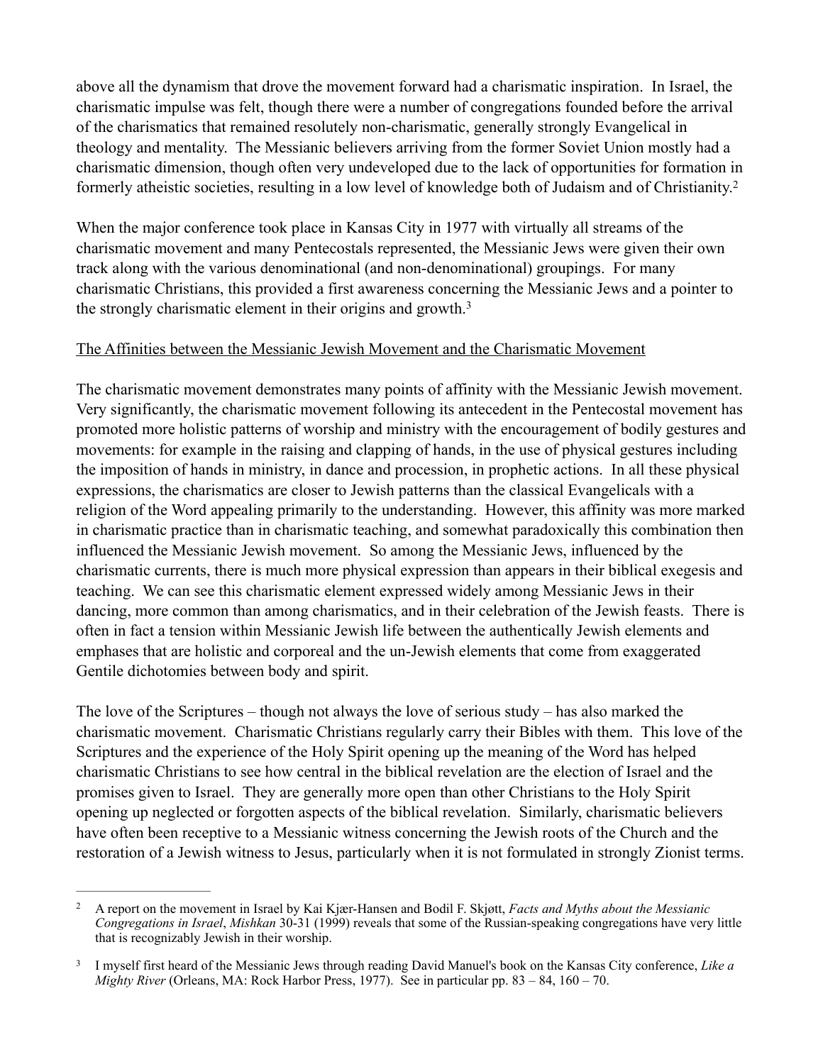above all the dynamism that drove the movement forward had a charismatic inspiration. In Israel, the charismatic impulse was felt, though there were a number of congregations founded before the arrival of the charismatics that remained resolutely non-charismatic, generally strongly Evangelical in theology and mentality. The Messianic believers arriving from the former Soviet Union mostly had a charismatic dimension, though often very undeveloped due to the lack of opportunities for formation in formerly atheistic societies, resulting in a low level of knowledge both of Judaism and of Christianity.[2]

When the major conference took place in Kansas City in 1977 with virtually all streams of the charismatic movement and many Pentecostals represented, the Messianic Jews were given their own track along with the various denominational (and non-denominational) groupings. For many charismatic Christians, this provided a first awareness concerning the Messianic Jews and a pointer to the strongly charismatic element in their origins and growth.[3]

<u>The Affinities between the Messianic Jewish Movement and the Charismatic Movement</u>

The charismatic movement demonstrates many points of affinity with the Messianic Jewish movement. Very significantly, the charismatic movement following its antecedent in the Pentecostal movement has promoted more holistic patterns of worship and ministry with the encouragement of bodily gestures and movements: for example in the raising and clapping of hands, in the use of physical gestures including the imposition of hands in ministry, in dance and procession, in prophetic actions. In all these physical expressions, the charismatics are closer to Jewish patterns than the classical Evangelicals with a religion of the Word appealing primarily to the understanding. However, this affinity was more marked in charismatic practice than in charismatic teaching, and somewhat paradoxically this combination then influenced the Messianic Jewish movement. So among the Messianic Jews, influenced by the charismatic currents, there is much more physical expression than appears in their biblical exegesis and teaching. We can see this charismatic element expressed widely among Messianic Jews in their dancing, more common than among charismatics, and in their celebration of the Jewish feasts. There is often in fact a tension within Messianic Jewish life between the authentically Jewish elements and emphases that are holistic and corporeal and the un-Jewish elements that come from exaggerated Gentile dichotomies between body and spirit.

The love of the Scriptures – though not always the love of serious study – has also marked the charismatic movement. Charismatic Christians regularly carry their Bibles with them. This love of the Scriptures and the experience of the Holy Spirit opening up the meaning of the Word has helped charismatic Christians to see how central in the biblical revelation are the election of Israel and the promises given to Israel. They are generally more open than other Christians to the Holy Spirit opening up neglected or forgotten aspects of the biblical revelation. Similarly, charismatic believers have often been receptive to a Messianic witness concerning the Jewish roots of the Church and the restoration of a Jewish witness to Jesus, particularly when it is not formulated in strongly Zionist terms.

---

[2] A report on the movement in Israel by Kai Kjær-Hansen and Bodil F. Skjøtt, *Facts and Myths about the Messianic Congregations in Israel*, *Mishkan* 30-31 (1999) reveals that some of the Russian-speaking congregations have very little that is recognizably Jewish in their worship.

[3] I myself first heard of the Messianic Jews through reading David Manuel's book on the Kansas City conference, *Like a Mighty River* (Orleans, MA: Rock Harbor Press, 1977). See in particular pp. 83 – 84, 160 – 70.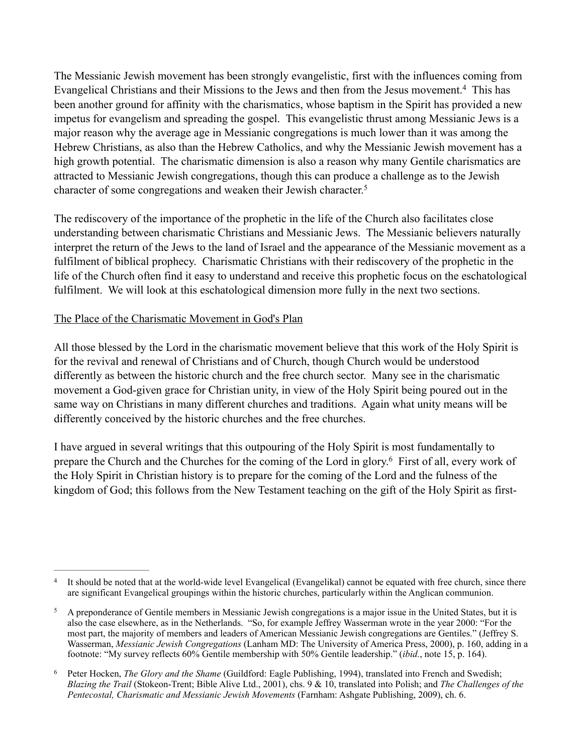The Messianic Jewish movement has been strongly evangelistic, first with the influences coming from Evangelical Christians and their Missions to the Jews and then from the Jesus movement.[4] This has been another ground for affinity with the charismatics, whose baptism in the Spirit has provided a new impetus for evangelism and spreading the gospel. This evangelistic thrust among Messianic Jews is a major reason why the average age in Messianic congregations is much lower than it was among the Hebrew Christians, as also than the Hebrew Catholics, and why the Messianic Jewish movement has a high growth potential. The charismatic dimension is also a reason why many Gentile charismatics are attracted to Messianic Jewish congregations, though this can produce a challenge as to the Jewish character of some congregations and weaken their Jewish character.[5]

The rediscovery of the importance of the prophetic in the life of the Church also facilitates close understanding between charismatic Christians and Messianic Jews. The Messianic believers naturally interpret the return of the Jews to the land of Israel and the appearance of the Messianic movement as a fulfilment of biblical prophecy. Charismatic Christians with their rediscovery of the prophetic in the life of the Church often find it easy to understand and receive this prophetic focus on the eschatological fulfilment. We will look at this eschatological dimension more fully in the next two sections.

<u>The Place of the Charismatic Movement in God's Plan</u>

All those blessed by the Lord in the charismatic movement believe that this work of the Holy Spirit is for the revival and renewal of Christians and of Church, though Church would be understood differently as between the historic church and the free church sector. Many see in the charismatic movement a God-given grace for Christian unity, in view of the Holy Spirit being poured out in the same way on Christians in many different churches and traditions. Again what unity means will be differently conceived by the historic churches and the free churches.

I have argued in several writings that this outpouring of the Holy Spirit is most fundamentally to prepare the Church and the Churches for the coming of the Lord in glory.[6] First of all, every work of the Holy Spirit in Christian history is to prepare for the coming of the Lord and the fulness of the kingdom of God; this follows from the New Testament teaching on the gift of the Holy Spirit as first-

---

[4] It should be noted that at the world-wide level Evangelical (Evangelikal) cannot be equated with free church, since there are significant Evangelical groupings within the historic churches, particularly within the Anglican communion.

[5] A preponderance of Gentile members in Messianic Jewish congregations is a major issue in the United States, but it is also the case elsewhere, as in the Netherlands. "So, for example Jeffrey Wasserman wrote in the year 2000: "For the most part, the majority of members and leaders of American Messianic Jewish congregations are Gentiles." (Jeffrey S. Wasserman, *Messianic Jewish Congregations* (Lanham MD: The University of America Press, 2000), p. 160, adding in a footnote: "My survey reflects 60% Gentile membership with 50% Gentile leadership." (*ibid.*, note 15, p. 164).

[6] Peter Hocken, *The Glory and the Shame* (Guildford: Eagle Publishing, 1994), translated into French and Swedish; *Blazing the Trail* (Stokeon-Trent; Bible Alive Ltd., 2001), chs. 9 & 10, translated into Polish; and *The Challenges of the Pentecostal, Charismatic and Messianic Jewish Movements* (Farnham: Ashgate Publishing, 2009), ch. 6.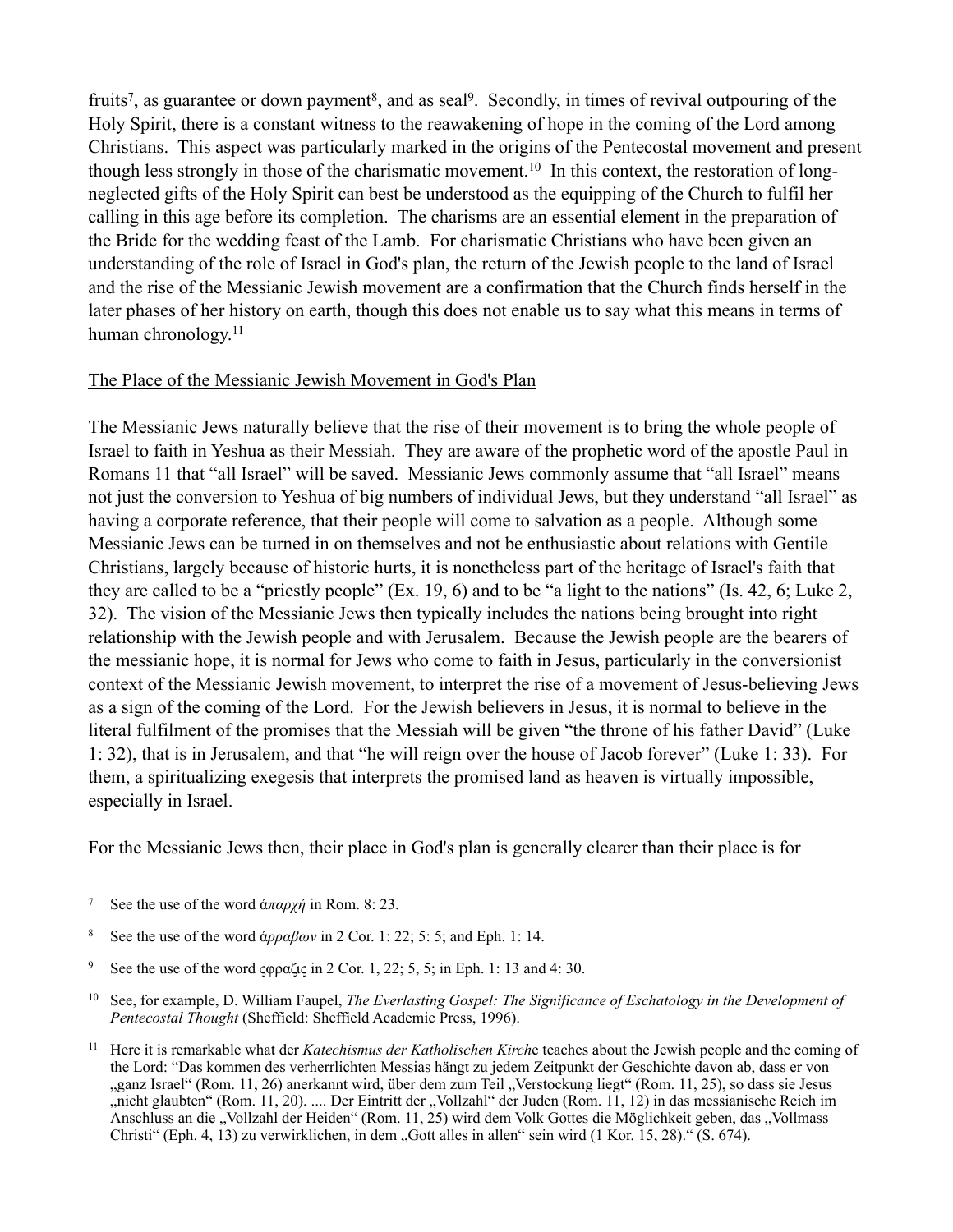fruits[7], as guarantee or down payment[8], and as seal[9]. Secondly, in times of revival outpouring of the Holy Spirit, there is a constant witness to the reawakening of hope in the coming of the Lord among Christians. This aspect was particularly marked in the origins of the Pentecostal movement and present though less strongly in those of the charismatic movement.[10] In this context, the restoration of long-neglected gifts of the Holy Spirit can best be understood as the equipping of the Church to fulfil her calling in this age before its completion. The charisms are an essential element in the preparation of the Bride for the wedding feast of the Lamb. For charismatic Christians who have been given an understanding of the role of Israel in God's plan, the return of the Jewish people to the land of Israel and the rise of the Messianic Jewish movement are a confirmation that the Church finds herself in the later phases of her history on earth, though this does not enable us to say what this means in terms of human chronology.[11]

<u>The Place of the Messianic Jewish Movement in God's Plan</u>

The Messianic Jews naturally believe that the rise of their movement is to bring the whole people of Israel to faith in Yeshua as their Messiah. They are aware of the prophetic word of the apostle Paul in Romans 11 that "all Israel" will be saved. Messianic Jews commonly assume that "all Israel" means not just the conversion to Yeshua of big numbers of individual Jews, but they understand "all Israel" as having a corporate reference, that their people will come to salvation as a people. Although some Messianic Jews can be turned in on themselves and not be enthusiastic about relations with Gentile Christians, largely because of historic hurts, it is nonetheless part of the heritage of Israel's faith that they are called to be a "priestly people" (Ex. 19, 6) and to be "a light to the nations" (Is. 42, 6; Luke 2, 32). The vision of the Messianic Jews then typically includes the nations being brought into right relationship with the Jewish people and with Jerusalem. Because the Jewish people are the bearers of the messianic hope, it is normal for Jews who come to faith in Jesus, particularly in the conversionist context of the Messianic Jewish movement, to interpret the rise of a movement of Jesus-believing Jews as a sign of the coming of the Lord. For the Jewish believers in Jesus, it is normal to believe in the literal fulfilment of the promises that the Messiah will be given "the throne of his father David" (Luke 1: 32), that is in Jerusalem, and that "he will reign over the house of Jacob forever" (Luke 1: 33). For them, a spiritualizing exegesis that interprets the promised land as heaven is virtually impossible, especially in Israel.

For the Messianic Jews then, their place in God's plan is generally clearer than their place is for

---

[7] See the use of the word *ἀπαρχή* in Rom. 8: 23.

[8] See the use of the word *ἀρραβων* in 2 Cor. 1: 22; 5: 5; and Eph. 1: 14.

[9] See the use of the word ςφραζις in 2 Cor. 1, 22; 5, 5; in Eph. 1: 13 and 4: 30.

[10] See, for example, D. William Faupel, *The Everlasting Gospel: The Significance of Eschatology in the Development of Pentecostal Thought* (Sheffield: Sheffield Academic Press, 1996).

[11] Here it is remarkable what der *Katechismus der Katholischen Kirch*e teaches about the Jewish people and the coming of the Lord: "Das kommen des verherrlichten Messias hängt zu jedem Zeitpunkt der Geschichte davon ab, dass er von „ganz Israel" (Rom. 11, 26) anerkannt wird, über dem zum Teil „Verstockung liegt" (Rom. 11, 25), so dass sie Jesus „nicht glaubten" (Rom. 11, 20). .... Der Eintritt der „Vollzahl" der Juden (Rom. 11, 12) in das messianische Reich im Anschluss an die „Vollzahl der Heiden" (Rom. 11, 25) wird dem Volk Gottes die Möglichkeit geben, das „Vollmass Christi" (Eph. 4, 13) zu verwirklichen, in dem „Gott alles in allen" sein wird (1 Kor. 15, 28)." (S. 674).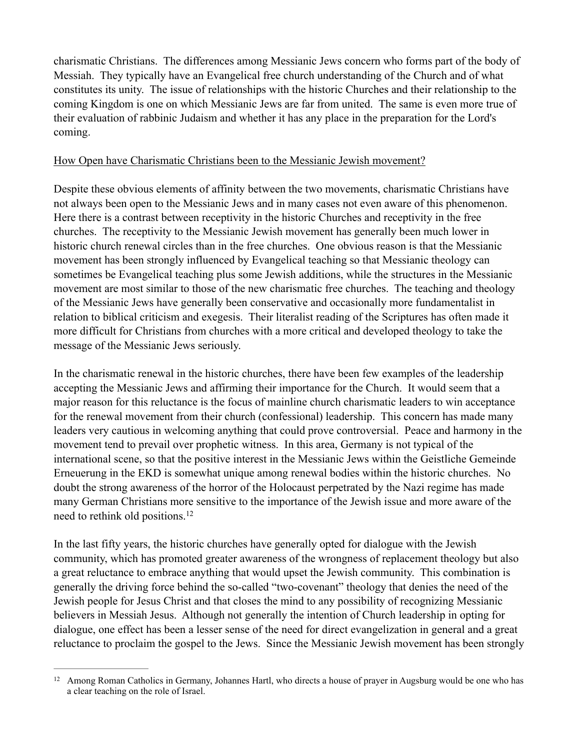charismatic Christians. The differences among Messianic Jews concern who forms part of the body of Messiah. They typically have an Evangelical free church understanding of the Church and of what constitutes its unity. The issue of relationships with the historic Churches and their relationship to the coming Kingdom is one on which Messianic Jews are far from united. The same is even more true of their evaluation of rabbinic Judaism and whether it has any place in the preparation for the Lord's coming.

<u>How Open have Charismatic Christians been to the Messianic Jewish movement?</u>

Despite these obvious elements of affinity between the two movements, charismatic Christians have not always been open to the Messianic Jews and in many cases not even aware of this phenomenon. Here there is a contrast between receptivity in the historic Churches and receptivity in the free churches. The receptivity to the Messianic Jewish movement has generally been much lower in historic church renewal circles than in the free churches. One obvious reason is that the Messianic movement has been strongly influenced by Evangelical teaching so that Messianic theology can sometimes be Evangelical teaching plus some Jewish additions, while the structures in the Messianic movement are most similar to those of the new charismatic free churches. The teaching and theology of the Messianic Jews have generally been conservative and occasionally more fundamentalist in relation to biblical criticism and exegesis. Their literalist reading of the Scriptures has often made it more difficult for Christians from churches with a more critical and developed theology to take the message of the Messianic Jews seriously.

In the charismatic renewal in the historic churches, there have been few examples of the leadership accepting the Messianic Jews and affirming their importance for the Church. It would seem that a major reason for this reluctance is the focus of mainline church charismatic leaders to win acceptance for the renewal movement from their church (confessional) leadership. This concern has made many leaders very cautious in welcoming anything that could prove controversial. Peace and harmony in the movement tend to prevail over prophetic witness. In this area, Germany is not typical of the international scene, so that the positive interest in the Messianic Jews within the Geistliche Gemeinde Erneuerung in the EKD is somewhat unique among renewal bodies within the historic churches. No doubt the strong awareness of the horror of the Holocaust perpetrated by the Nazi regime has made many German Christians more sensitive to the importance of the Jewish issue and more aware of the need to rethink old positions.[12]

In the last fifty years, the historic churches have generally opted for dialogue with the Jewish community, which has promoted greater awareness of the wrongness of replacement theology but also a great reluctance to embrace anything that would upset the Jewish community. This combination is generally the driving force behind the so-called "two-covenant" theology that denies the need of the Jewish people for Jesus Christ and that closes the mind to any possibility of recognizing Messianic believers in Messiah Jesus. Although not generally the intention of Church leadership in opting for dialogue, one effect has been a lesser sense of the need for direct evangelization in general and a great reluctance to proclaim the gospel to the Jews. Since the Messianic Jewish movement has been strongly

---

[12] Among Roman Catholics in Germany, Johannes Hartl, who directs a house of prayer in Augsburg would be one who has a clear teaching on the role of Israel.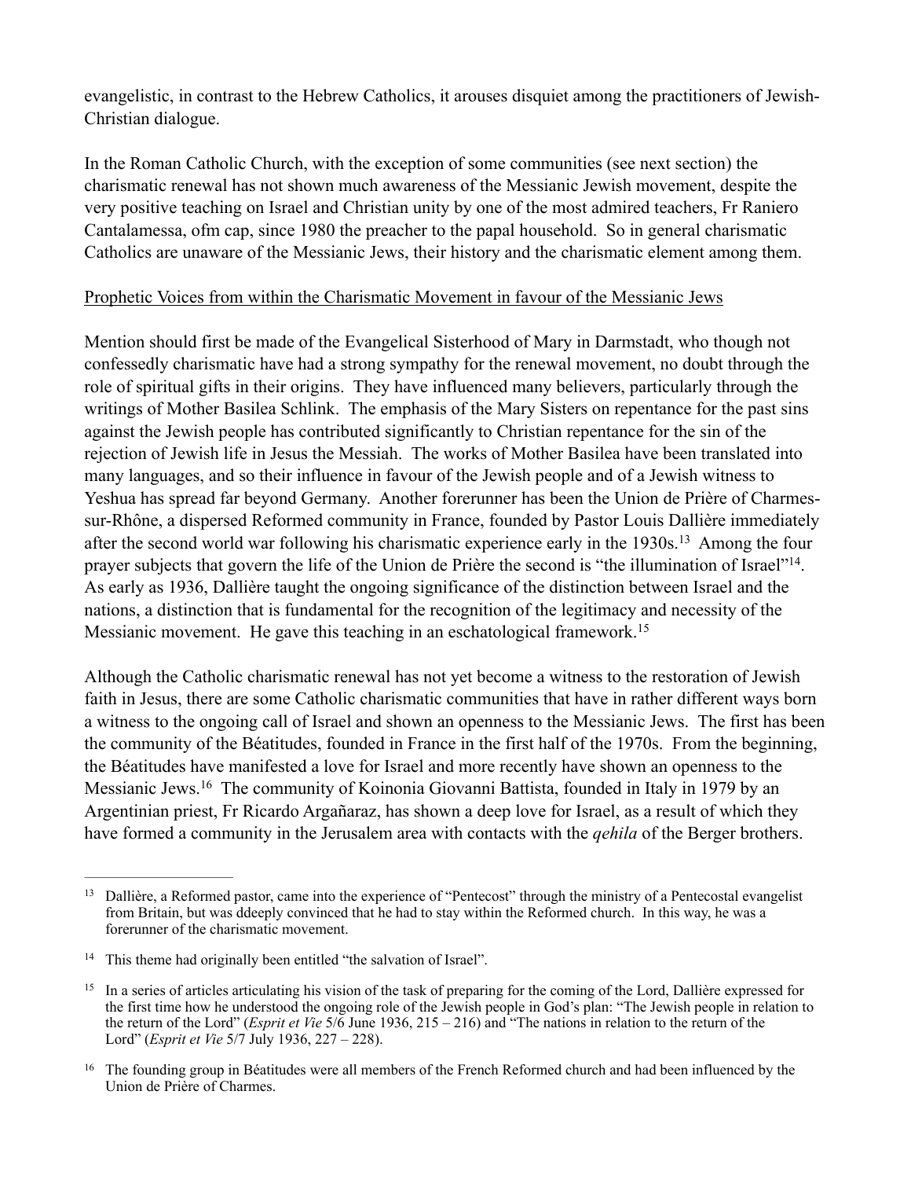evangelistic, in contrast to the Hebrew Catholics, it arouses disquiet among the practitioners of Jewish-Christian dialogue.

In the Roman Catholic Church, with the exception of some communities (see next section) the charismatic renewal has not shown much awareness of the Messianic Jewish movement, despite the very positive teaching on Israel and Christian unity by one of the most admired teachers, Fr Raniero Cantalamessa, ofm cap, since 1980 the preacher to the papal household. So in general charismatic Catholics are unaware of the Messianic Jews, their history and the charismatic element among them.

<u>Prophetic Voices from within the Charismatic Movement in favour of the Messianic Jews</u>

Mention should first be made of the Evangelical Sisterhood of Mary in Darmstadt, who though not confessedly charismatic have had a strong sympathy for the renewal movement, no doubt through the role of spiritual gifts in their origins. They have influenced many believers, particularly through the writings of Mother Basilea Schlink. The emphasis of the Mary Sisters on repentance for the past sins against the Jewish people has contributed significantly to Christian repentance for the sin of the rejection of Jewish life in Jesus the Messiah. The works of Mother Basilea have been translated into many languages, and so their influence in favour of the Jewish people and of a Jewish witness to Yeshua has spread far beyond Germany. Another forerunner has been the Union de Prière of Charmes-sur-Rhône, a dispersed Reformed community in France, founded by Pastor Louis Dallière immediately after the second world war following his charismatic experience early in the 1930s.[13] Among the four prayer subjects that govern the life of the Union de Prière the second is "the illumination of Israel"[14]. As early as 1936, Dallière taught the ongoing significance of the distinction between Israel and the nations, a distinction that is fundamental for the recognition of the legitimacy and necessity of the Messianic movement. He gave this teaching in an eschatological framework.[15]

Although the Catholic charismatic renewal has not yet become a witness to the restoration of Jewish faith in Jesus, there are some Catholic charismatic communities that have in rather different ways born a witness to the ongoing call of Israel and shown an openness to the Messianic Jews. The first has been the community of the Béatitudes, founded in France in the first half of the 1970s. From the beginning, the Béatitudes have manifested a love for Israel and more recently have shown an openness to the Messianic Jews.[16] The community of Koinonia Giovanni Battista, founded in Italy in 1979 by an Argentinian priest, Fr Ricardo Argañaraz, has shown a deep love for Israel, as a result of which they have formed a community in the Jerusalem area with contacts with the *qehila* of the Berger brothers.

---

[13] Dallière, a Reformed pastor, came into the experience of "Pentecost" through the ministry of a Pentecostal evangelist from Britain, but was ddeeply convinced that he had to stay within the Reformed church. In this way, he was a forerunner of the charismatic movement.

[14] This theme had originally been entitled "the salvation of Israel".

[15] In a series of articles articulating his vision of the task of preparing for the coming of the Lord, Dallière expressed for the first time how he understood the ongoing role of the Jewish people in God's plan: "The Jewish people in relation to the return of the Lord" (*Esprit et Vie* 5/6 June 1936, 215 – 216) and "The nations in relation to the return of the Lord" (*Esprit et Vie* 5/7 July 1936, 227 – 228).

[16] The founding group in Béatitudes were all members of the French Reformed church and had been influenced by the Union de Prière of Charmes.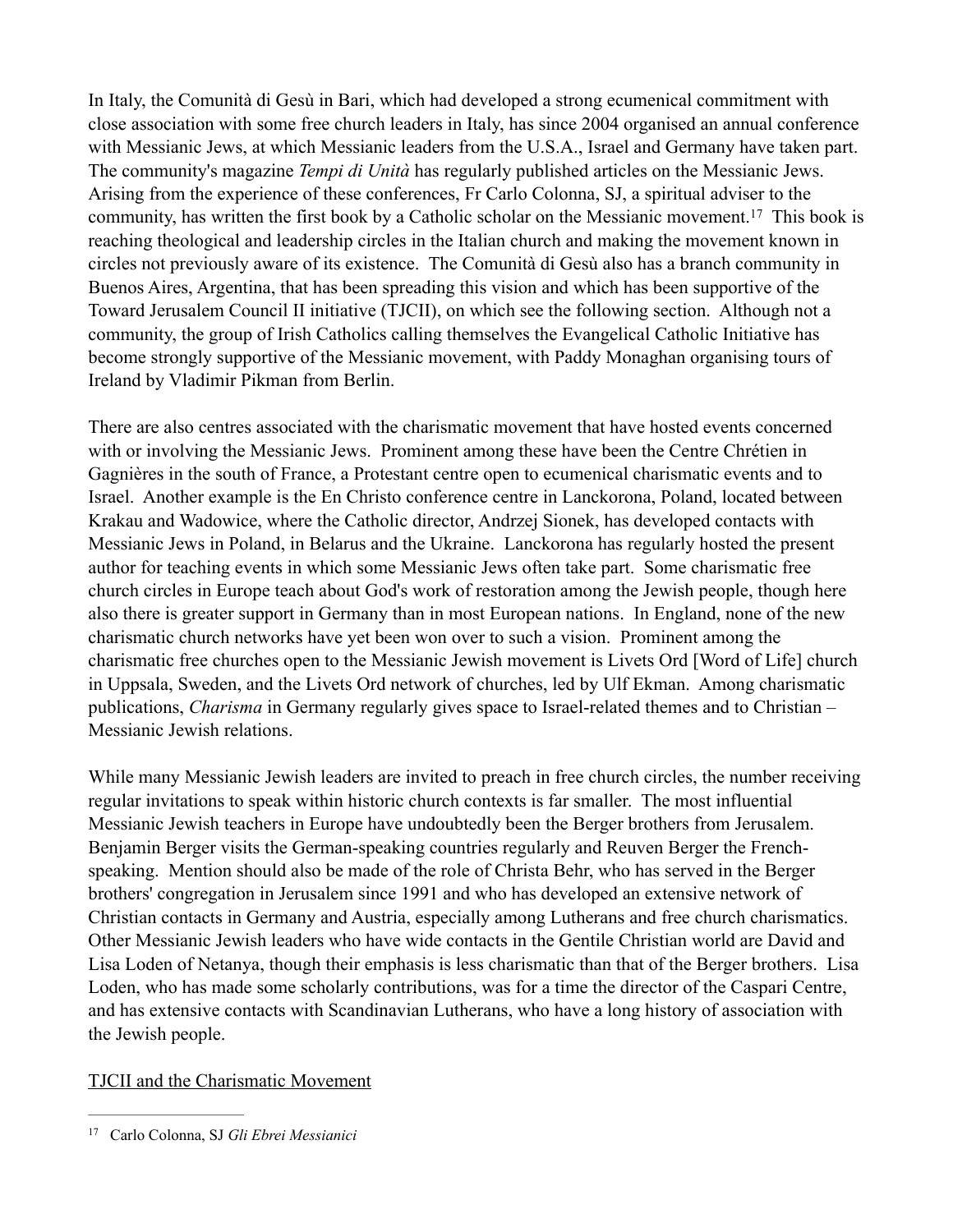In Italy, the Comunità di Gesù in Bari, which had developed a strong ecumenical commitment with close association with some free church leaders in Italy, has since 2004 organised an annual conference with Messianic Jews, at which Messianic leaders from the U.S.A., Israel and Germany have taken part. The community's magazine *Tempi di Unità* has regularly published articles on the Messianic Jews. Arising from the experience of these conferences, Fr Carlo Colonna, SJ, a spiritual adviser to the community, has written the first book by a Catholic scholar on the Messianic movement.[17] This book is reaching theological and leadership circles in the Italian church and making the movement known in circles not previously aware of its existence. The Comunità di Gesù also has a branch community in Buenos Aires, Argentina, that has been spreading this vision and which has been supportive of the Toward Jerusalem Council II initiative (TJCII), on which see the following section. Although not a community, the group of Irish Catholics calling themselves the Evangelical Catholic Initiative has become strongly supportive of the Messianic movement, with Paddy Monaghan organising tours of Ireland by Vladimir Pikman from Berlin.

There are also centres associated with the charismatic movement that have hosted events concerned with or involving the Messianic Jews. Prominent among these have been the Centre Chrétien in Gagnières in the south of France, a Protestant centre open to ecumenical charismatic events and to Israel. Another example is the En Christo conference centre in Lanckorona, Poland, located between Krakau and Wadowice, where the Catholic director, Andrzej Sionek, has developed contacts with Messianic Jews in Poland, in Belarus and the Ukraine. Lanckorona has regularly hosted the present author for teaching events in which some Messianic Jews often take part. Some charismatic free church circles in Europe teach about God's work of restoration among the Jewish people, though here also there is greater support in Germany than in most European nations. In England, none of the new charismatic church networks have yet been won over to such a vision. Prominent among the charismatic free churches open to the Messianic Jewish movement is Livets Ord [Word of Life] church in Uppsala, Sweden, and the Livets Ord network of churches, led by Ulf Ekman. Among charismatic publications, *Charisma* in Germany regularly gives space to Israel-related themes and to Christian – Messianic Jewish relations.

While many Messianic Jewish leaders are invited to preach in free church circles, the number receiving regular invitations to speak within historic church contexts is far smaller. The most influential Messianic Jewish teachers in Europe have undoubtedly been the Berger brothers from Jerusalem. Benjamin Berger visits the German-speaking countries regularly and Reuven Berger the French-speaking. Mention should also be made of the role of Christa Behr, who has served in the Berger brothers' congregation in Jerusalem since 1991 and who has developed an extensive network of Christian contacts in Germany and Austria, especially among Lutherans and free church charismatics. Other Messianic Jewish leaders who have wide contacts in the Gentile Christian world are David and Lisa Loden of Netanya, though their emphasis is less charismatic than that of the Berger brothers. Lisa Loden, who has made some scholarly contributions, was for a time the director of the Caspari Centre, and has extensive contacts with Scandinavian Lutherans, who have a long history of association with the Jewish people.

## TJCII and the Charismatic Movement

---

[17] Carlo Colonna, SJ *Gli Ebrei Messianici*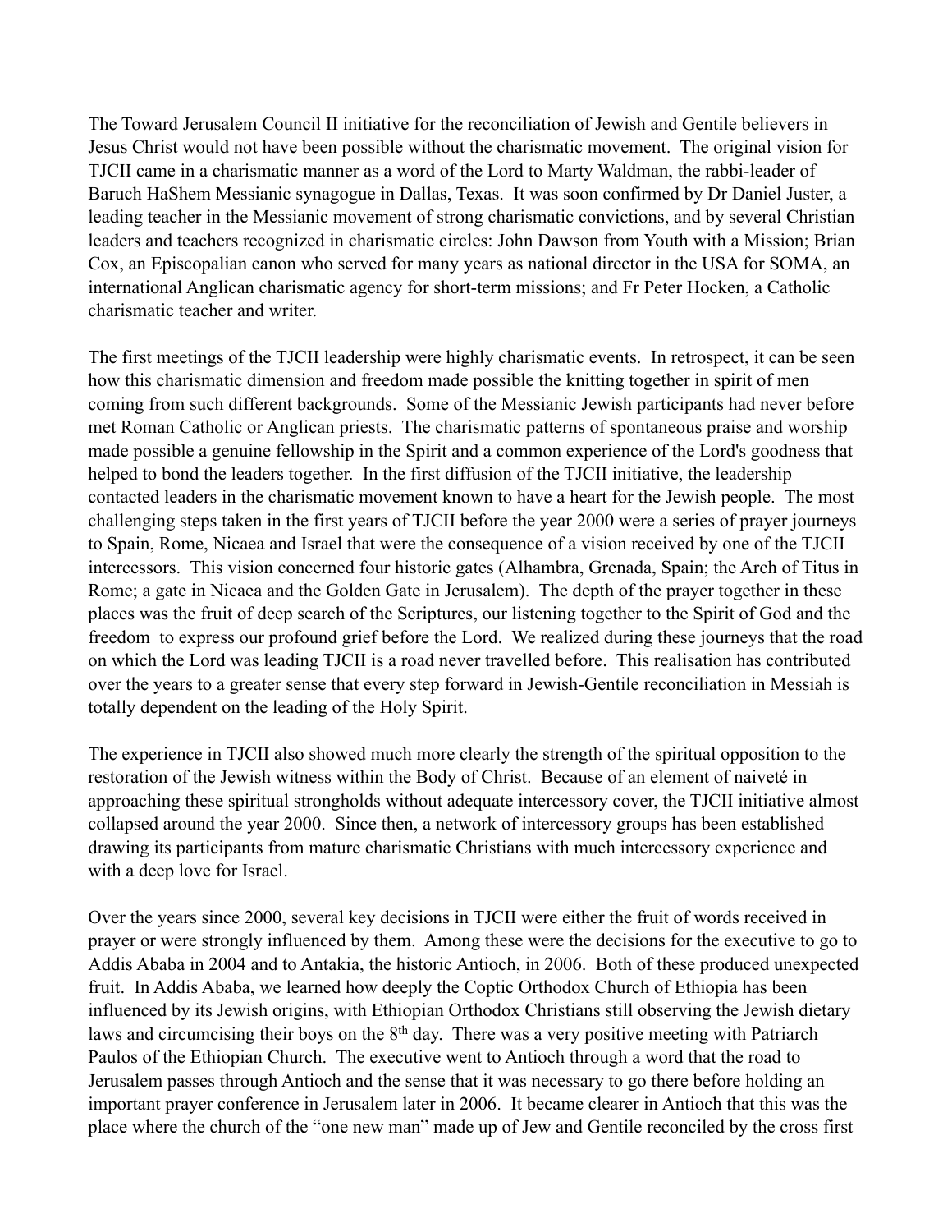The Toward Jerusalem Council II initiative for the reconciliation of Jewish and Gentile believers in Jesus Christ would not have been possible without the charismatic movement. The original vision for TJCII came in a charismatic manner as a word of the Lord to Marty Waldman, the rabbi-leader of Baruch HaShem Messianic synagogue in Dallas, Texas. It was soon confirmed by Dr Daniel Juster, a leading teacher in the Messianic movement of strong charismatic convictions, and by several Christian leaders and teachers recognized in charismatic circles: John Dawson from Youth with a Mission; Brian Cox, an Episcopalian canon who served for many years as national director in the USA for SOMA, an international Anglican charismatic agency for short-term missions; and Fr Peter Hocken, a Catholic charismatic teacher and writer.

The first meetings of the TJCII leadership were highly charismatic events. In retrospect, it can be seen how this charismatic dimension and freedom made possible the knitting together in spirit of men coming from such different backgrounds. Some of the Messianic Jewish participants had never before met Roman Catholic or Anglican priests. The charismatic patterns of spontaneous praise and worship made possible a genuine fellowship in the Spirit and a common experience of the Lord's goodness that helped to bond the leaders together. In the first diffusion of the TJCII initiative, the leadership contacted leaders in the charismatic movement known to have a heart for the Jewish people. The most challenging steps taken in the first years of TJCII before the year 2000 were a series of prayer journeys to Spain, Rome, Nicaea and Israel that were the consequence of a vision received by one of the TJCII intercessors. This vision concerned four historic gates (Alhambra, Grenada, Spain; the Arch of Titus in Rome; a gate in Nicaea and the Golden Gate in Jerusalem). The depth of the prayer together in these places was the fruit of deep search of the Scriptures, our listening together to the Spirit of God and the freedom to express our profound grief before the Lord. We realized during these journeys that the road on which the Lord was leading TJCII is a road never travelled before. This realisation has contributed over the years to a greater sense that every step forward in Jewish-Gentile reconciliation in Messiah is totally dependent on the leading of the Holy Spirit.

The experience in TJCII also showed much more clearly the strength of the spiritual opposition to the restoration of the Jewish witness within the Body of Christ. Because of an element of naiveté in approaching these spiritual strongholds without adequate intercessory cover, the TJCII initiative almost collapsed around the year 2000. Since then, a network of intercessory groups has been established drawing its participants from mature charismatic Christians with much intercessory experience and with a deep love for Israel.

Over the years since 2000, several key decisions in TJCII were either the fruit of words received in prayer or were strongly influenced by them. Among these were the decisions for the executive to go to Addis Ababa in 2004 and to Antakia, the historic Antioch, in 2006. Both of these produced unexpected fruit. In Addis Ababa, we learned how deeply the Coptic Orthodox Church of Ethiopia has been influenced by its Jewish origins, with Ethiopian Orthodox Christians still observing the Jewish dietary laws and circumcising their boys on the 8th day. There was a very positive meeting with Patriarch Paulos of the Ethiopian Church. The executive went to Antioch through a word that the road to Jerusalem passes through Antioch and the sense that it was necessary to go there before holding an important prayer conference in Jerusalem later in 2006. It became clearer in Antioch that this was the place where the church of the "one new man" made up of Jew and Gentile reconciled by the cross first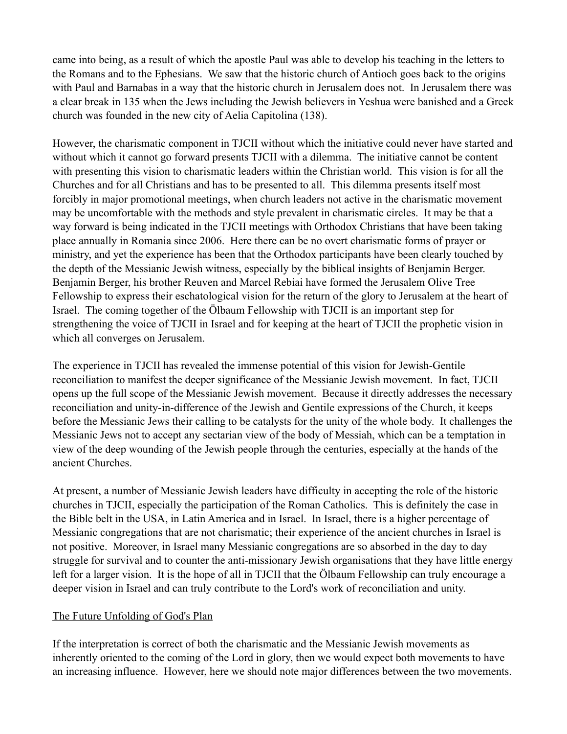came into being, as a result of which the apostle Paul was able to develop his teaching in the letters to the Romans and to the Ephesians. We saw that the historic church of Antioch goes back to the origins with Paul and Barnabas in a way that the historic church in Jerusalem does not. In Jerusalem there was a clear break in 135 when the Jews including the Jewish believers in Yeshua were banished and a Greek church was founded in the new city of Aelia Capitolina (138).

However, the charismatic component in TJCII without which the initiative could never have started and without which it cannot go forward presents TJCII with a dilemma. The initiative cannot be content with presenting this vision to charismatic leaders within the Christian world. This vision is for all the Churches and for all Christians and has to be presented to all. This dilemma presents itself most forcibly in major promotional meetings, when church leaders not active in the charismatic movement may be uncomfortable with the methods and style prevalent in charismatic circles. It may be that a way forward is being indicated in the TJCII meetings with Orthodox Christians that have been taking place annually in Romania since 2006. Here there can be no overt charismatic forms of prayer or ministry, and yet the experience has been that the Orthodox participants have been clearly touched by the depth of the Messianic Jewish witness, especially by the biblical insights of Benjamin Berger. Benjamin Berger, his brother Reuven and Marcel Rebiai have formed the Jerusalem Olive Tree Fellowship to express their eschatological vision for the return of the glory to Jerusalem at the heart of Israel. The coming together of the Ölbaum Fellowship with TJCII is an important step for strengthening the voice of TJCII in Israel and for keeping at the heart of TJCII the prophetic vision in which all converges on Jerusalem.

The experience in TJCII has revealed the immense potential of this vision for Jewish-Gentile reconciliation to manifest the deeper significance of the Messianic Jewish movement. In fact, TJCII opens up the full scope of the Messianic Jewish movement. Because it directly addresses the necessary reconciliation and unity-in-difference of the Jewish and Gentile expressions of the Church, it keeps before the Messianic Jews their calling to be catalysts for the unity of the whole body. It challenges the Messianic Jews not to accept any sectarian view of the body of Messiah, which can be a temptation in view of the deep wounding of the Jewish people through the centuries, especially at the hands of the ancient Churches.

At present, a number of Messianic Jewish leaders have difficulty in accepting the role of the historic churches in TJCII, especially the participation of the Roman Catholics. This is definitely the case in the Bible belt in the USA, in Latin America and in Israel. In Israel, there is a higher percentage of Messianic congregations that are not charismatic; their experience of the ancient churches in Israel is not positive. Moreover, in Israel many Messianic congregations are so absorbed in the day to day struggle for survival and to counter the anti-missionary Jewish organisations that they have little energy left for a larger vision. It is the hope of all in TJCII that the Ölbaum Fellowship can truly encourage a deeper vision in Israel and can truly contribute to the Lord's work of reconciliation and unity.

<u>The Future Unfolding of God's Plan</u>

If the interpretation is correct of both the charismatic and the Messianic Jewish movements as inherently oriented to the coming of the Lord in glory, then we would expect both movements to have an increasing influence. However, here we should note major differences between the two movements.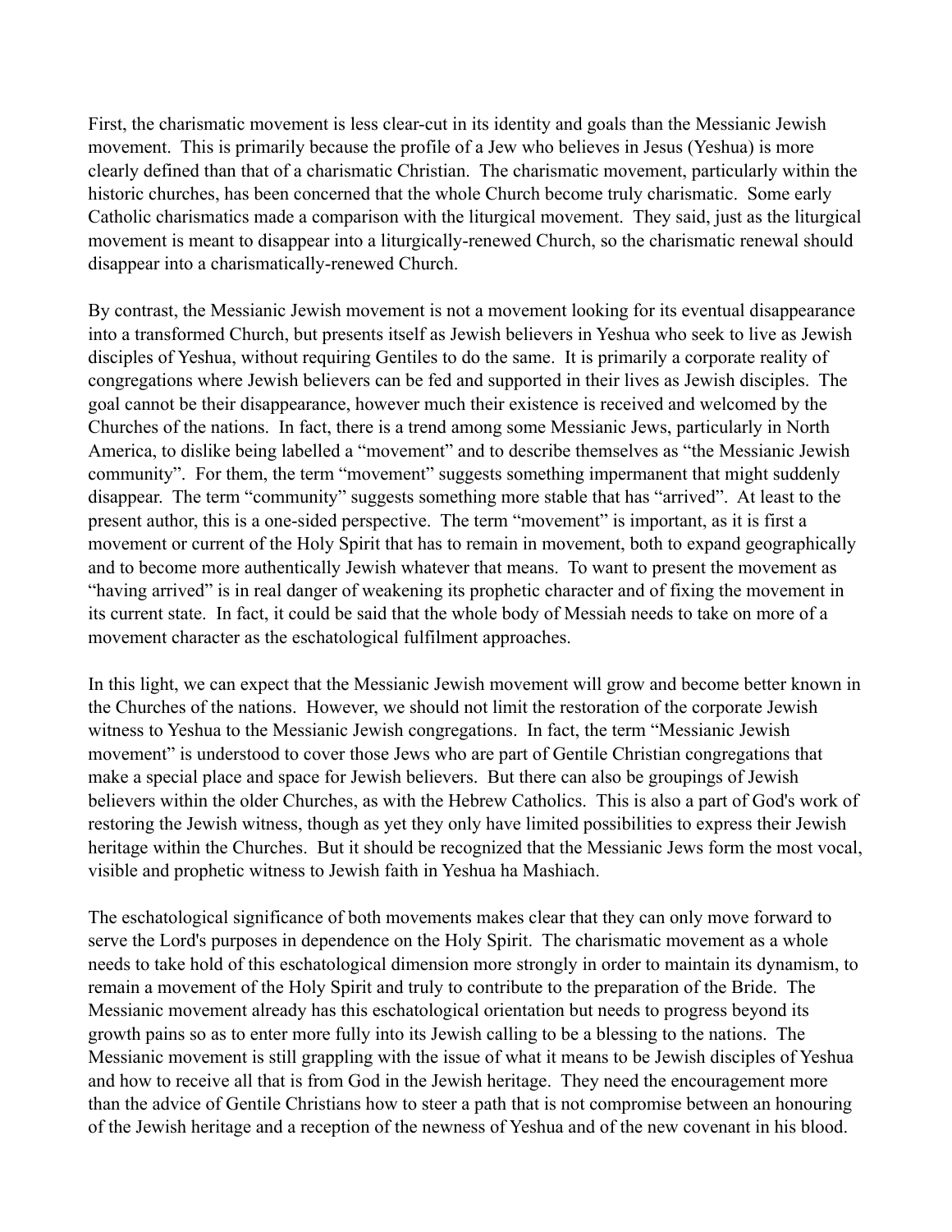First, the charismatic movement is less clear-cut in its identity and goals than the Messianic Jewish movement. This is primarily because the profile of a Jew who believes in Jesus (Yeshua) is more clearly defined than that of a charismatic Christian. The charismatic movement, particularly within the historic churches, has been concerned that the whole Church become truly charismatic. Some early Catholic charismatics made a comparison with the liturgical movement. They said, just as the liturgical movement is meant to disappear into a liturgically-renewed Church, so the charismatic renewal should disappear into a charismatically-renewed Church.

By contrast, the Messianic Jewish movement is not a movement looking for its eventual disappearance into a transformed Church, but presents itself as Jewish believers in Yeshua who seek to live as Jewish disciples of Yeshua, without requiring Gentiles to do the same. It is primarily a corporate reality of congregations where Jewish believers can be fed and supported in their lives as Jewish disciples. The goal cannot be their disappearance, however much their existence is received and welcomed by the Churches of the nations. In fact, there is a trend among some Messianic Jews, particularly in North America, to dislike being labelled a "movement" and to describe themselves as "the Messianic Jewish community". For them, the term "movement" suggests something impermanent that might suddenly disappear. The term "community" suggests something more stable that has "arrived". At least to the present author, this is a one-sided perspective. The term "movement" is important, as it is first a movement or current of the Holy Spirit that has to remain in movement, both to expand geographically and to become more authentically Jewish whatever that means. To want to present the movement as "having arrived" is in real danger of weakening its prophetic character and of fixing the movement in its current state. In fact, it could be said that the whole body of Messiah needs to take on more of a movement character as the eschatological fulfilment approaches.

In this light, we can expect that the Messianic Jewish movement will grow and become better known in the Churches of the nations. However, we should not limit the restoration of the corporate Jewish witness to Yeshua to the Messianic Jewish congregations. In fact, the term "Messianic Jewish movement" is understood to cover those Jews who are part of Gentile Christian congregations that make a special place and space for Jewish believers. But there can also be groupings of Jewish believers within the older Churches, as with the Hebrew Catholics. This is also a part of God's work of restoring the Jewish witness, though as yet they only have limited possibilities to express their Jewish heritage within the Churches. But it should be recognized that the Messianic Jews form the most vocal, visible and prophetic witness to Jewish faith in Yeshua ha Mashiach.

The eschatological significance of both movements makes clear that they can only move forward to serve the Lord's purposes in dependence on the Holy Spirit. The charismatic movement as a whole needs to take hold of this eschatological dimension more strongly in order to maintain its dynamism, to remain a movement of the Holy Spirit and truly to contribute to the preparation of the Bride. The Messianic movement already has this eschatological orientation but needs to progress beyond its growth pains so as to enter more fully into its Jewish calling to be a blessing to the nations. The Messianic movement is still grappling with the issue of what it means to be Jewish disciples of Yeshua and how to receive all that is from God in the Jewish heritage. They need the encouragement more than the advice of Gentile Christians how to steer a path that is not compromise between an honouring of the Jewish heritage and a reception of the newness of Yeshua and of the new covenant in his blood.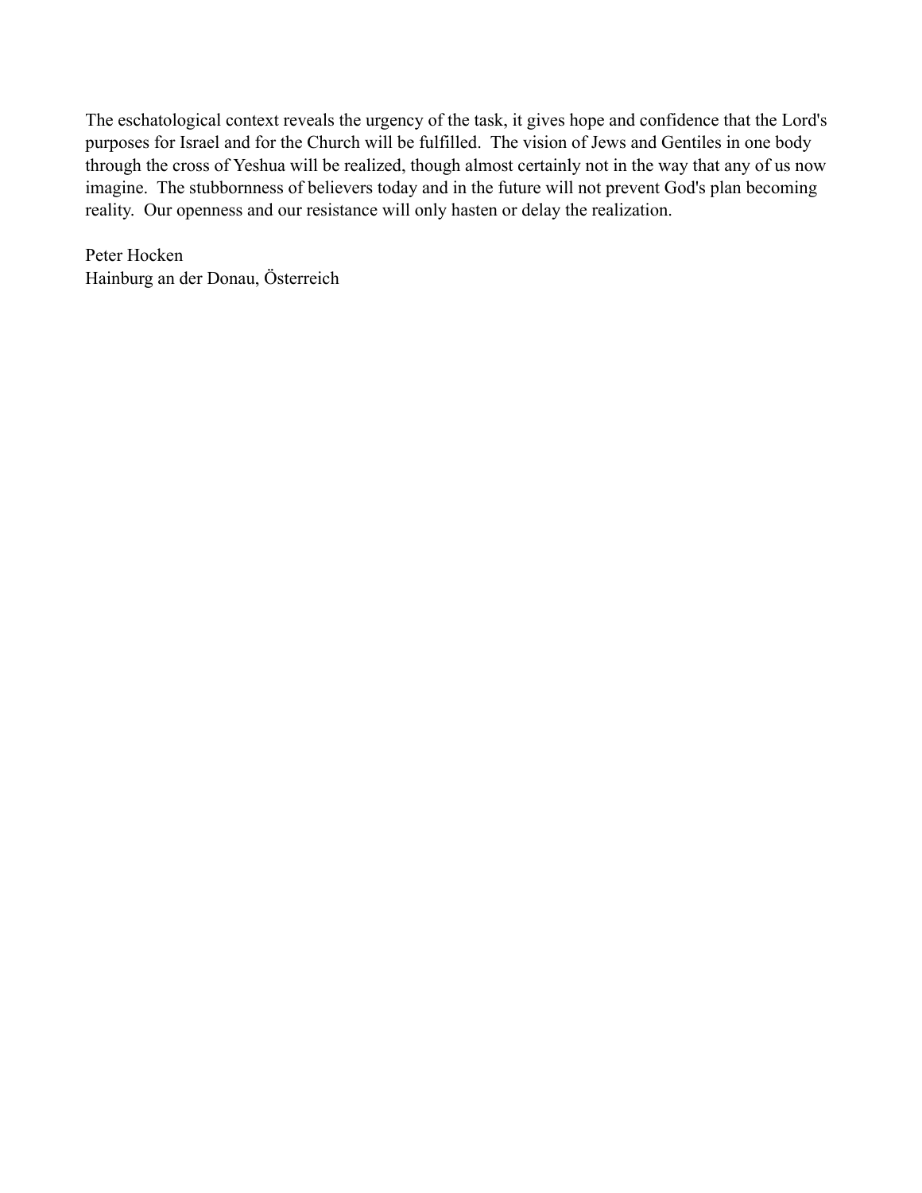The eschatological context reveals the urgency of the task, it gives hope and confidence that the Lord's purposes for Israel and for the Church will be fulfilled. The vision of Jews and Gentiles in one body through the cross of Yeshua will be realized, though almost certainly not in the way that any of us now imagine. The stubbornness of believers today and in the future will not prevent God's plan becoming reality. Our openness and our resistance will only hasten or delay the realization.

Peter Hocken
Hainburg an der Donau, Österreich